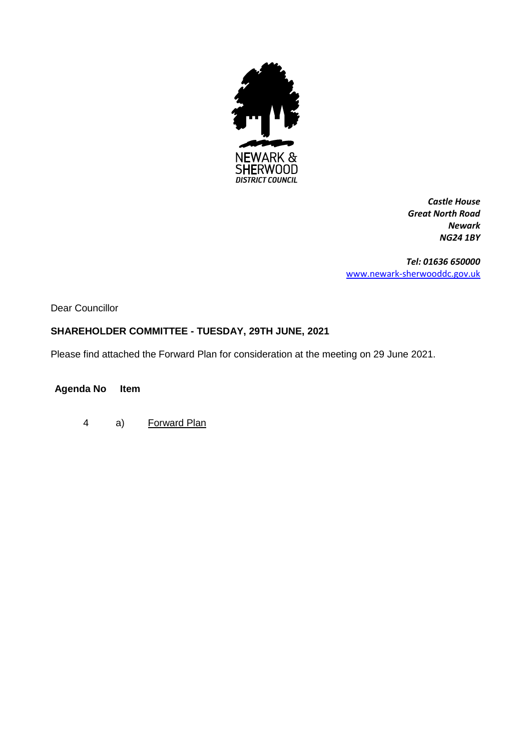NEWARK &
SHERWOOD
*DISTRICT COUNCIL*

***Castle House***
***Great North Road***
***Newark***
***NG24 1BY***

***Tel: 01636 650000***
[www.newark-sherwooddc.gov.uk](http://www.newark-sherwooddc.gov.uk)

Dear Councillor

**SHAREHOLDER COMMITTEE - TUESDAY, 29TH JUNE, 2021**

Please find attached the Forward Plan for consideration at the meeting on 29 June 2021.

| **Agenda No** | | **Item** |
| --- | --- | --- |
| 4 | a) | Forward Plan |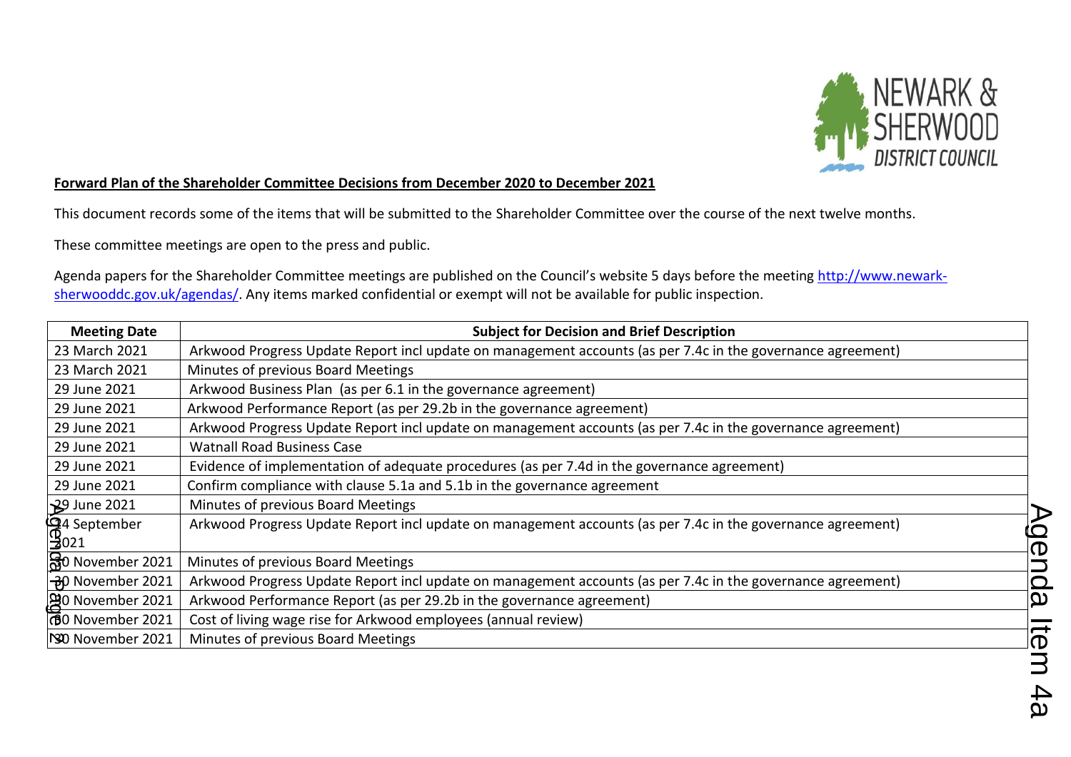**Forward Plan of the Shareholder Committee Decisions from December 2020 to December 2021**

This document records some of the items that will be submitted to the Shareholder Committee over the course of the next twelve months.

These committee meetings are open to the press and public.

Agenda papers for the Shareholder Committee meetings are published on the Council's website 5 days before the meeting http://www.newark-sherwooddc.gov.uk/agendas/. Any items marked confidential or exempt will not be available for public inspection.

| Meeting Date | Subject for Decision and Brief Description |
|---|---|
| 23 March 2021 | Arkwood Progress Update Report incl update on management accounts (as per 7.4c in the governance agreement) |
| 23 March 2021 | Minutes of previous Board Meetings |
| 29 June 2021 | Arkwood Business Plan (as per 6.1 in the governance agreement) |
| 29 June 2021 | Arkwood Performance Report (as per 29.2b in the governance agreement) |
| 29 June 2021 | Arkwood Progress Update Report incl update on management accounts (as per 7.4c in the governance agreement) |
| 29 June 2021 | Watnall Road Business Case |
| 29 June 2021 | Evidence of implementation of adequate procedures (as per 7.4d in the governance agreement) |
| 29 June 2021 | Confirm compliance with clause 5.1a and 5.1b in the governance agreement |
| 29 June 2021 | Minutes of previous Board Meetings |
| 14 September 2021 | Arkwood Progress Update Report incl update on management accounts (as per 7.4c in the governance agreement) |
| 30 November 2021 | Minutes of previous Board Meetings |
| 30 November 2021 | Arkwood Progress Update Report incl update on management accounts (as per 7.4c in the governance agreement) |
| 30 November 2021 | Arkwood Performance Report (as per 29.2b in the governance agreement) |
| 30 November 2021 | Cost of living wage rise for Arkwood employees (annual review) |
| 30 November 2021 | Minutes of previous Board Meetings |